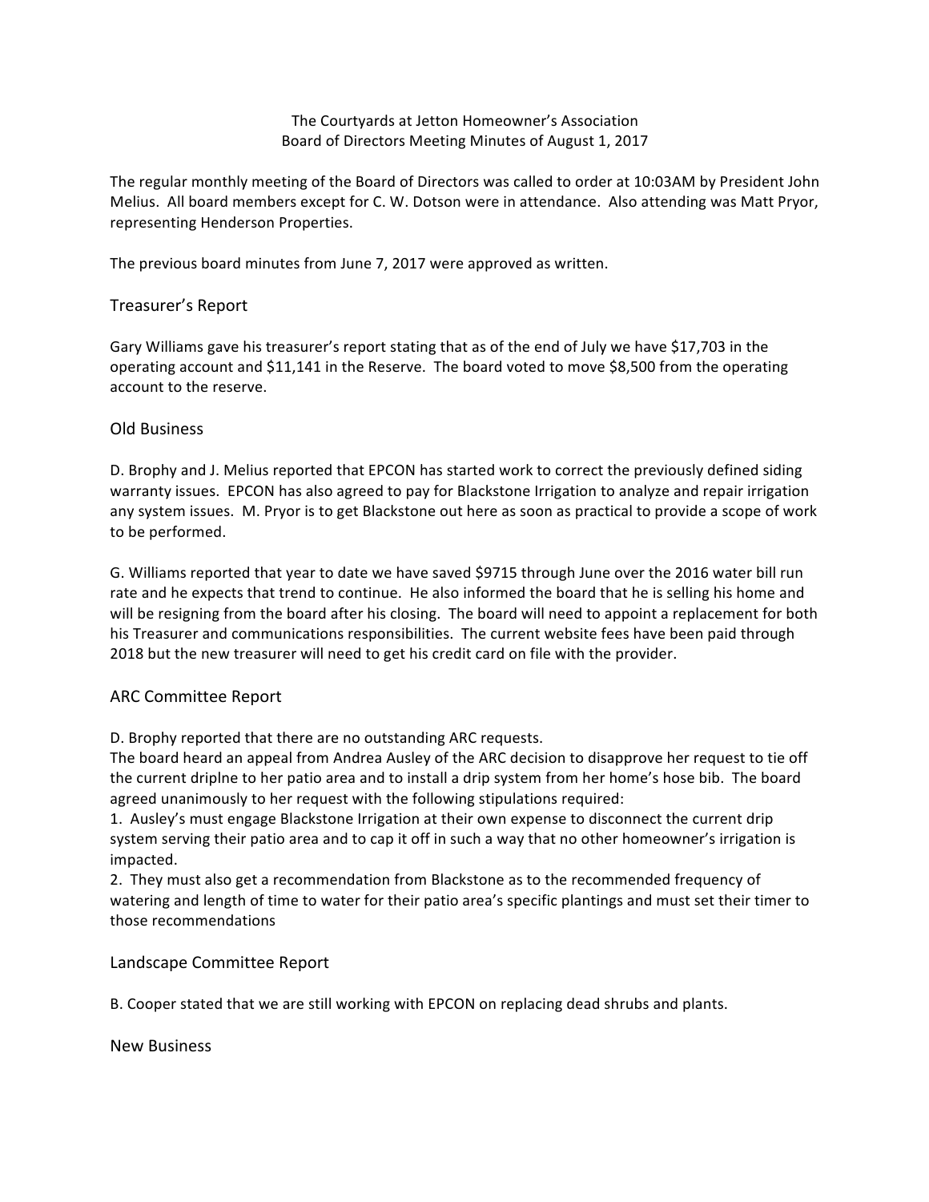The Courtyards at Jetton Homeowner's Association
Board of Directors Meeting Minutes of August 1, 2017

The regular monthly meeting of the Board of Directors was called to order at 10:03AM by President John Melius. All board members except for C. W. Dotson were in attendance. Also attending was Matt Pryor, representing Henderson Properties.

The previous board minutes from June 7, 2017 were approved as written.

## Treasurer's Report

Gary Williams gave his treasurer's report stating that as of the end of July we have $17,703 in the operating account and $11,141 in the Reserve. The board voted to move $8,500 from the operating account to the reserve.

## Old Business

D. Brophy and J. Melius reported that EPCON has started work to correct the previously defined siding warranty issues. EPCON has also agreed to pay for Blackstone Irrigation to analyze and repair irrigation any system issues. M. Pryor is to get Blackstone out here as soon as practical to provide a scope of work to be performed.

G. Williams reported that year to date we have saved $9715 through June over the 2016 water bill run rate and he expects that trend to continue. He also informed the board that he is selling his home and will be resigning from the board after his closing. The board will need to appoint a replacement for both his Treasurer and communications responsibilities. The current website fees have been paid through 2018 but the new treasurer will need to get his credit card on file with the provider.

## ARC Committee Report

D. Brophy reported that there are no outstanding ARC requests.
The board heard an appeal from Andrea Ausley of the ARC decision to disapprove her request to tie off the current driplne to her patio area and to install a drip system from her home's hose bib. The board agreed unanimously to her request with the following stipulations required:

1. Ausley's must engage Blackstone Irrigation at their own expense to disconnect the current drip system serving their patio area and to cap it off in such a way that no other homeowner's irrigation is impacted.
2. They must also get a recommendation from Blackstone as to the recommended frequency of watering and length of time to water for their patio area's specific plantings and must set their timer to those recommendations

## Landscape Committee Report

B. Cooper stated that we are still working with EPCON on replacing dead shrubs and plants.

## New Business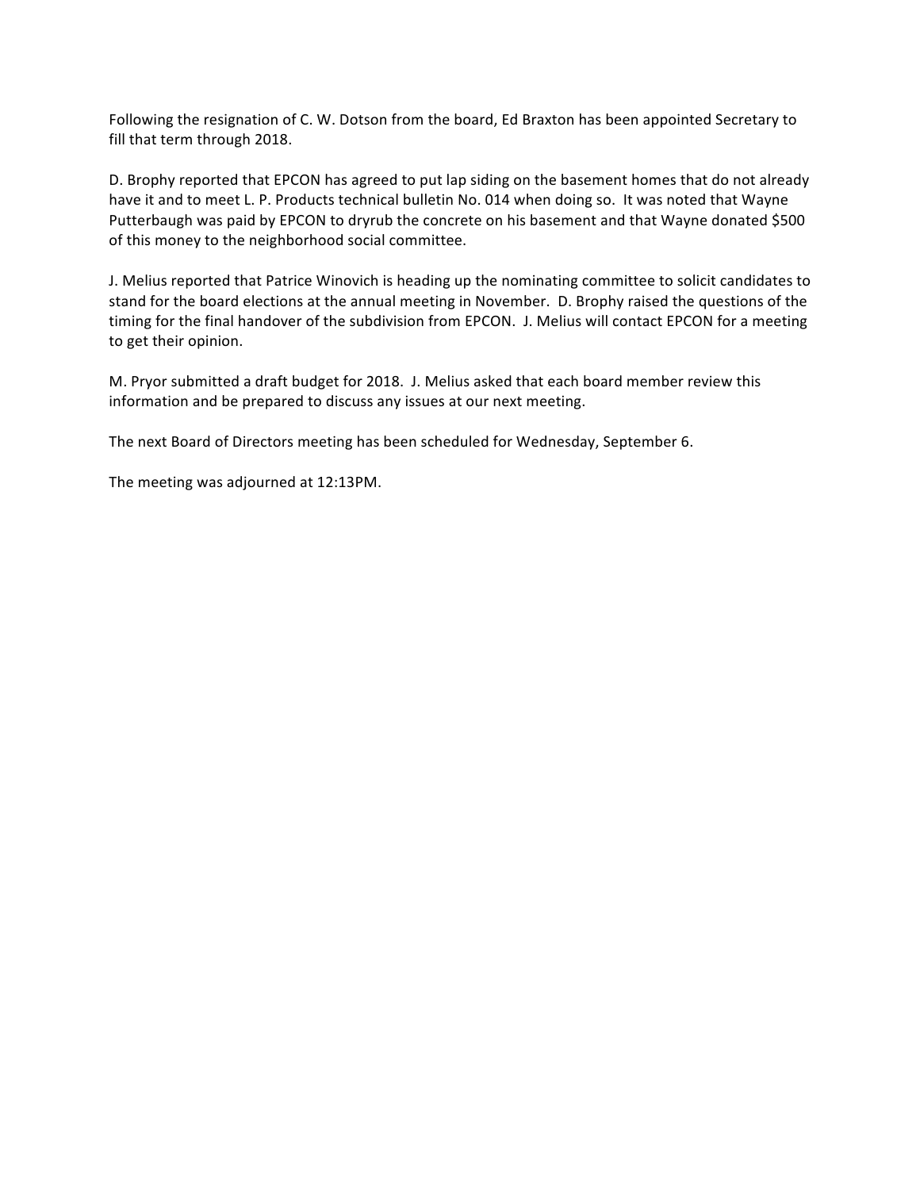Following the resignation of C. W. Dotson from the board, Ed Braxton has been appointed Secretary to fill that term through 2018.

D. Brophy reported that EPCON has agreed to put lap siding on the basement homes that do not already have it and to meet L. P. Products technical bulletin No. 014 when doing so. It was noted that Wayne Putterbaugh was paid by EPCON to dryrub the concrete on his basement and that Wayne donated $500 of this money to the neighborhood social committee.

J. Melius reported that Patrice Winovich is heading up the nominating committee to solicit candidates to stand for the board elections at the annual meeting in November. D. Brophy raised the questions of the timing for the final handover of the subdivision from EPCON. J. Melius will contact EPCON for a meeting to get their opinion.

M. Pryor submitted a draft budget for 2018. J. Melius asked that each board member review this information and be prepared to discuss any issues at our next meeting.

The next Board of Directors meeting has been scheduled for Wednesday, September 6.

The meeting was adjourned at 12:13PM.